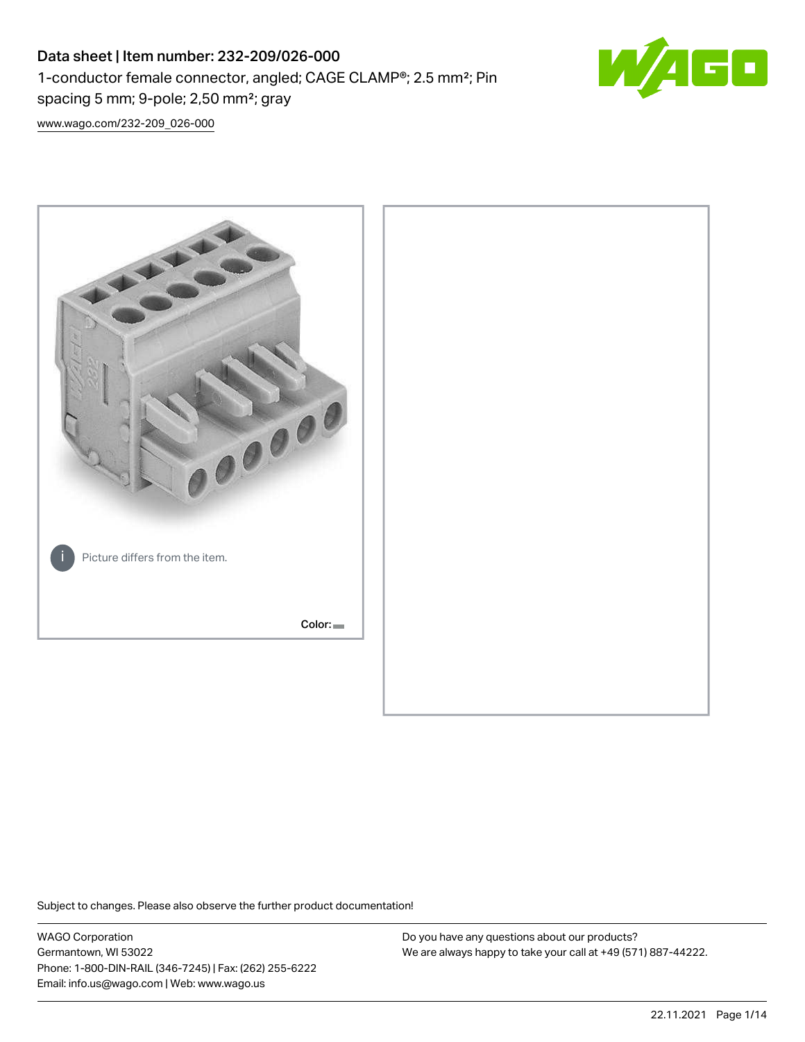# Data sheet | Item number: 232-209/026-000

1-conductor female connector, angled; CAGE CLAMP®; 2.5 mm²; Pin spacing 5 mm; 9-pole; 2,50 mm²; gray

www.wago.com/232-209_026-000

Picture differs from the item.

Color:

Subject to changes. Please also observe the further product documentation!

WAGO Corporation
Germantown, WI 53022
Phone: 1-800-DIN-RAIL (346-7245) | Fax: (262) 255-6222
Email: info.us@wago.com | Web: www.wago.us

Do you have any questions about our products?
We are always happy to take your call at +49 (571) 887-44222.

22.11.2021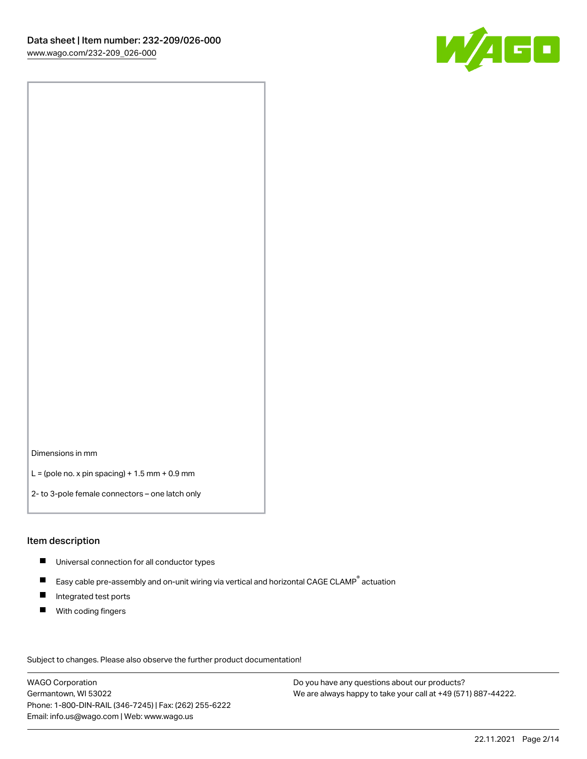Dimensions in mm

L = (pole no. x pin spacing) + 1.5 mm + 0.9 mm

2- to 3-pole female connectors – one latch only

## Item description

- Universal connection for all conductor types
- Easy cable pre-assembly and on-unit wiring via vertical and horizontal CAGE CLAMP® actuation
- Integrated test ports
- With coding fingers

Subject to changes. Please also observe the further product documentation!

WAGO Corporation
Germantown, WI 53022
Phone: 1-800-DIN-RAIL (346-7245) | Fax: (262) 255-6222
Email: info.us@wago.com | Web: www.wago.us

Do you have any questions about our products?
We are always happy to take your call at +49 (571) 887-44222.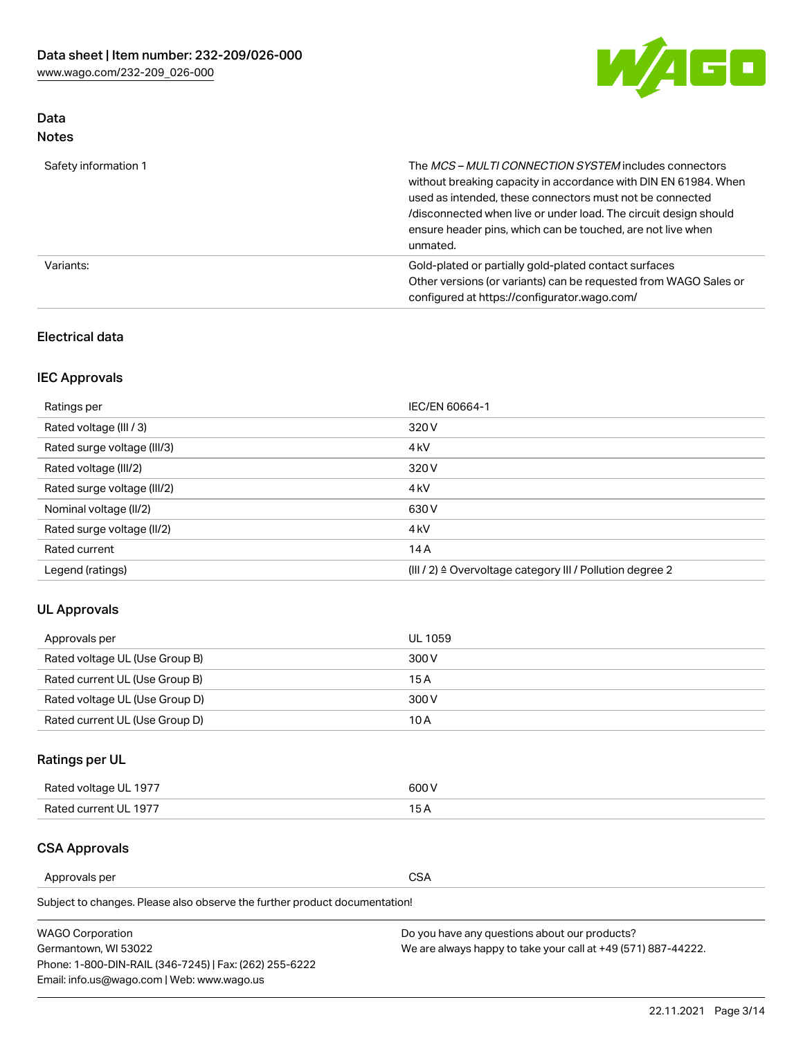## Data
### Notes

| | |
|---|---|
| Safety information 1 | The *MCS – MULTI CONNECTION SYSTEM* includes connectors without breaking capacity in accordance with DIN EN 61984. When used as intended, these connectors must not be connected /disconnected when live or under load. The circuit design should ensure header pins, which can be touched, are not live when unmated. |
| Variants: | Gold-plated or partially gold-plated contact surfaces<br>Other versions (or variants) can be requested from WAGO Sales or configured at https://configurator.wago.com/ |

### Electrical data

### IEC Approvals

| | |
|---|---|
| Ratings per | IEC/EN 60664-1 |
| Rated voltage (III / 3) | 320 V |
| Rated surge voltage (III/3) | 4 kV |
| Rated voltage (III/2) | 320 V |
| Rated surge voltage (III/2) | 4 kV |
| Nominal voltage (II/2) | 630 V |
| Rated surge voltage (II/2) | 4 kV |
| Rated current | 14 A |
| Legend (ratings) | (III / 2) ≙ Overvoltage category III / Pollution degree 2 |

### UL Approvals

| | |
|---|---|
| Approvals per | UL 1059 |
| Rated voltage UL (Use Group B) | 300 V |
| Rated current UL (Use Group B) | 15 A |
| Rated voltage UL (Use Group D) | 300 V |
| Rated current UL (Use Group D) | 10 A |

### Ratings per UL

| | |
|---|---|
| Rated voltage UL 1977 | 600 V |
| Rated current UL 1977 | 15 A |

### CSA Approvals

| | |
|---|---|
| Approvals per | CSA |

Subject to changes. Please also observe the further product documentation!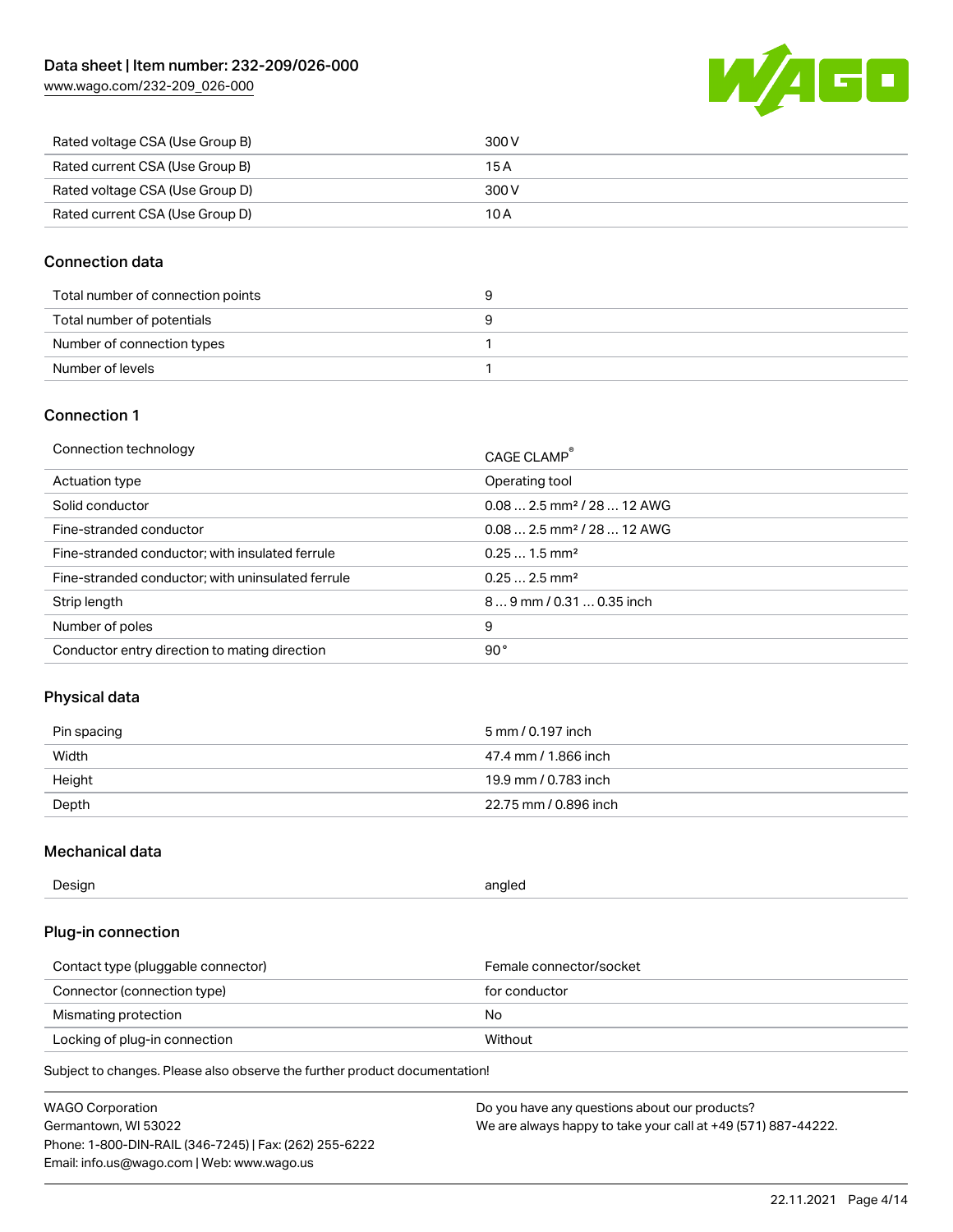| | |
|---|---|
| Rated voltage CSA (Use Group B) | 300 V |
| Rated current CSA (Use Group B) | 15 A |
| Rated voltage CSA (Use Group D) | 300 V |
| Rated current CSA (Use Group D) | 10 A |

## Connection data

| | |
|---|---|
| Total number of connection points | 9 |
| Total number of potentials | 9 |
| Number of connection types | 1 |
| Number of levels | 1 |

## Connection 1

| | |
|---|---|
| Connection technology | CAGE CLAMP® |
| Actuation type | Operating tool |
| Solid conductor | 0.08 … 2.5 mm² / 28 … 12 AWG |
| Fine-stranded conductor | 0.08 … 2.5 mm² / 28 … 12 AWG |
| Fine-stranded conductor; with insulated ferrule | 0.25 … 1.5 mm² |
| Fine-stranded conductor; with uninsulated ferrule | 0.25 … 2.5 mm² |
| Strip length | 8 … 9 mm / 0.31 … 0.35 inch |
| Number of poles | 9 |
| Conductor entry direction to mating direction | 90 ° |

## Physical data

| | |
|---|---|
| Pin spacing | 5 mm / 0.197 inch |
| Width | 47.4 mm / 1.866 inch |
| Height | 19.9 mm / 0.783 inch |
| Depth | 22.75 mm / 0.896 inch |

## Mechanical data

| | |
|---|---|
| Design | angled |

## Plug-in connection

| | |
|---|---|
| Contact type (pluggable connector) | Female connector/socket |
| Connector (connection type) | for conductor |
| Mismating protection | No |
| Locking of plug-in connection | Without |

Subject to changes. Please also observe the further product documentation!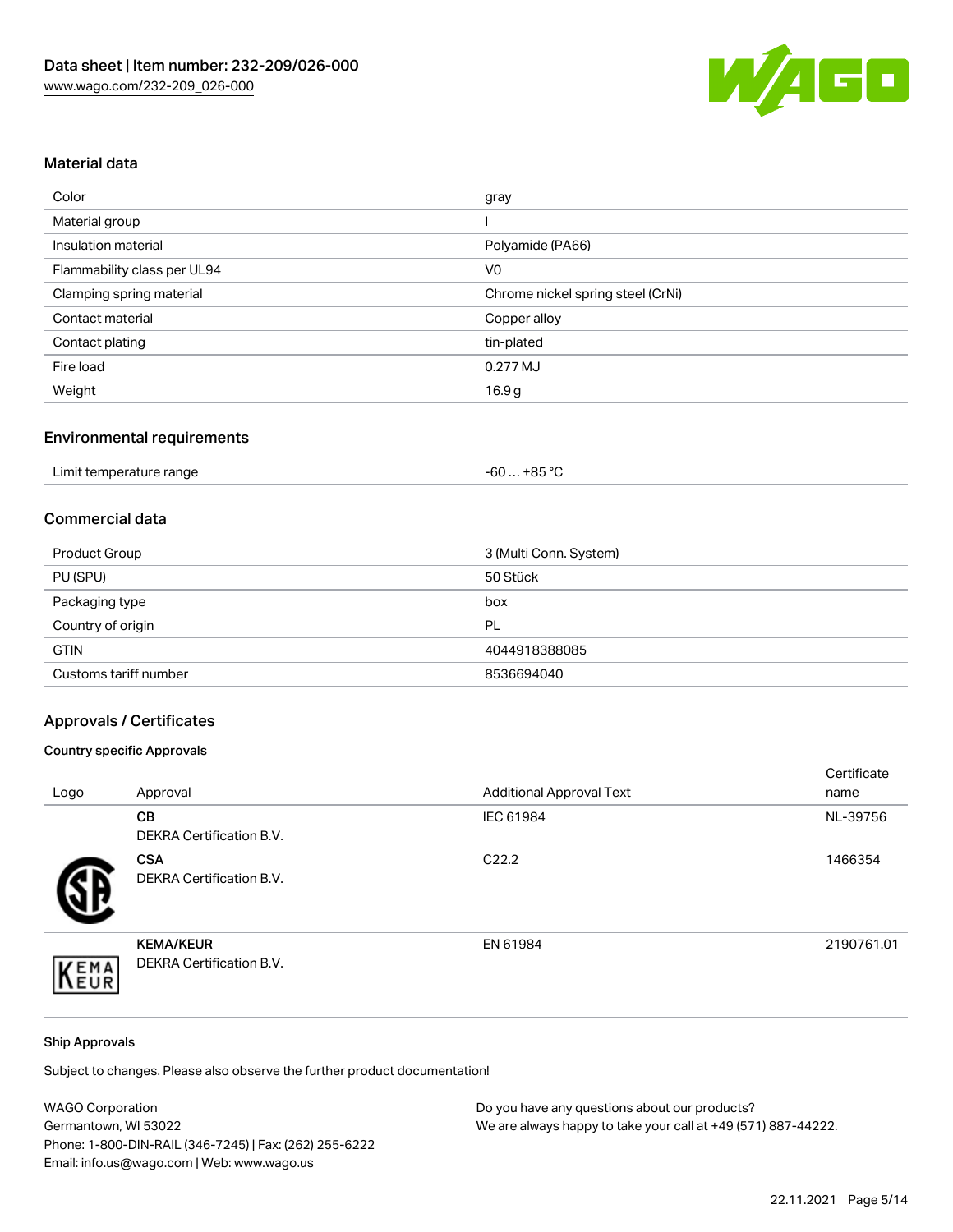## Material data

| | |
|---|---|
| Color | gray |
| Material group | I |
| Insulation material | Polyamide (PA66) |
| Flammability class per UL94 | V0 |
| Clamping spring material | Chrome nickel spring steel (CrNi) |
| Contact material | Copper alloy |
| Contact plating | tin-plated |
| Fire load | 0.277 MJ |
| Weight | 16.9 g |

## Environmental requirements

| | |
|---|---|
| Limit temperature range | -60 … +85 °C |

## Commercial data

| | |
|---|---|
| Product Group | 3 (Multi Conn. System) |
| PU (SPU) | 50 Stück |
| Packaging type | box |
| Country of origin | PL |
| GTIN | 4044918388085 |
| Customs tariff number | 8536694040 |

## Approvals / Certificates

### Country specific Approvals

| Logo | Approval | Additional Approval Text | Certificate name |
|---|---|---|---|
| | **CB** DEKRA Certification B.V. | IEC 61984 | NL-39756 |
| | **CSA** DEKRA Certification B.V. | C22.2 | 1466354 |
| | **KEMA/KEUR** DEKRA Certification B.V. | EN 61984 | 2190761.01 |

### Ship Approvals

Subject to changes. Please also observe the further product documentation!

WAGO Corporation
Germantown, WI 53022
Phone: 1-800-DIN-RAIL (346-7245) | Fax: (262) 255-6222
Email: info.us@wago.com | Web: www.wago.us

Do you have any questions about our products?
We are always happy to take your call at +49 (571) 887-44222.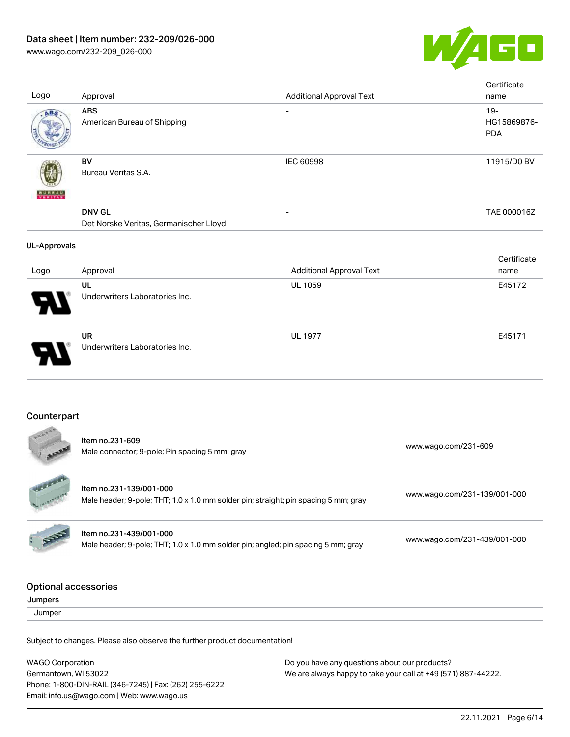| Logo | Approval | Additional Approval Text | Certificate name |
| --- | --- | --- | --- |
| | **ABS** American Bureau of Shipping | - | 19-HG15869876-PDA |
| | **BV** Bureau Veritas S.A. | IEC 60998 | 11915/D0 BV |
| | **DNV GL** Det Norske Veritas, Germanischer Lloyd | - | TAE 000016Z |

**UL-Approvals**

| Logo | Approval | Additional Approval Text | Certificate name |
| --- | --- | --- | --- |
| | **UL** Underwriters Laboratories Inc. | UL 1059 | E45172 |
| | **UR** Underwriters Laboratories Inc. | UL 1977 | E45171 |

## Counterpart

| Item | Link |
| --- | --- |
| Item no.231-609<br>Male connector; 9-pole; Pin spacing 5 mm; gray | www.wago.com/231-609 |
| Item no.231-139/001-000<br>Male header; 9-pole; THT; 1.0 x 1.0 mm solder pin; straight; pin spacing 5 mm; gray | www.wago.com/231-139/001-000 |
| Item no.231-439/001-000<br>Male header; 9-pole; THT; 1.0 x 1.0 mm solder pin; angled; pin spacing 5 mm; gray | www.wago.com/231-439/001-000 |

## Optional accessories

**Jumpers**

Jumper

Subject to changes. Please also observe the further product documentation!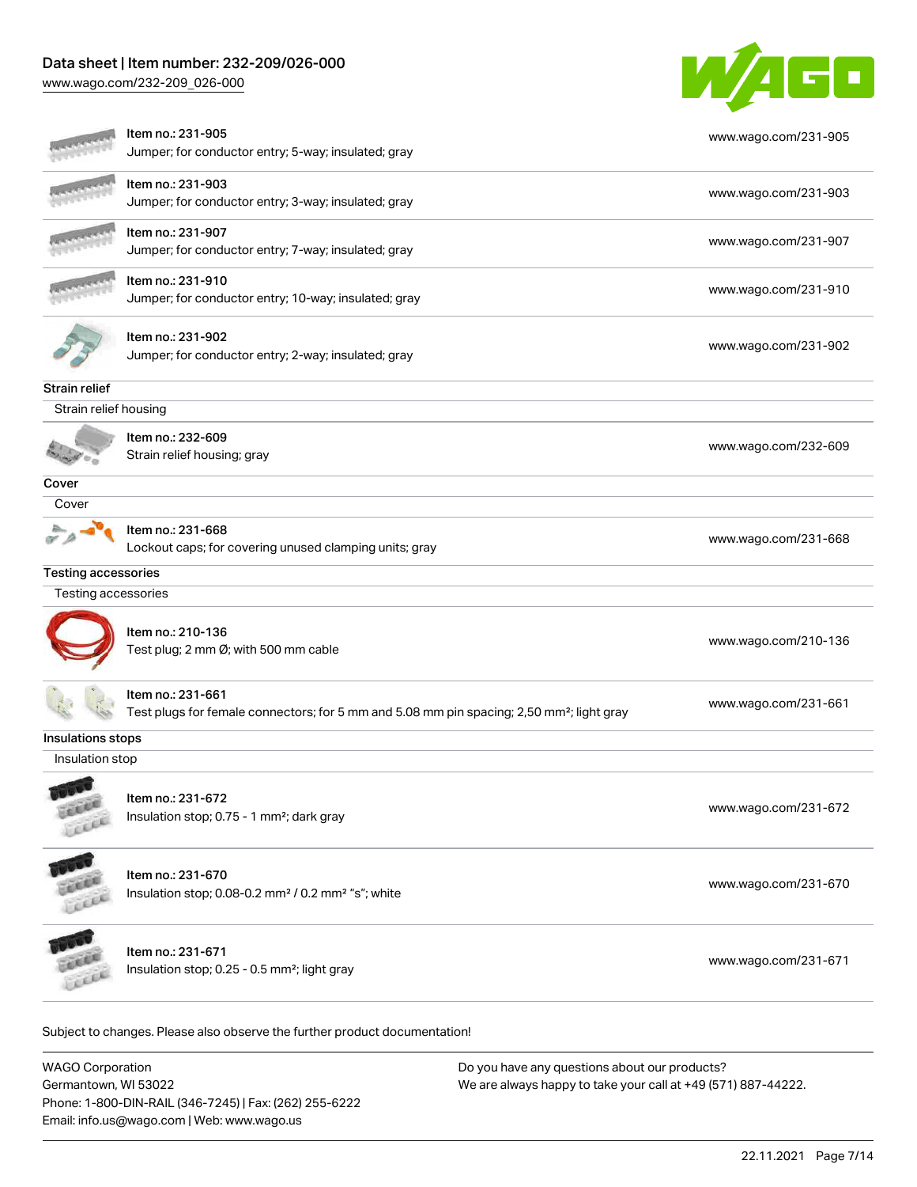| | |
|---|---|
| Item no.: 231-905<br>Jumper; for conductor entry; 5-way; insulated; gray | www.wago.com/231-905 |
| Item no.: 231-903<br>Jumper; for conductor entry; 3-way; insulated; gray | www.wago.com/231-903 |
| Item no.: 231-907<br>Jumper; for conductor entry; 7-way; insulated; gray | www.wago.com/231-907 |
| Item no.: 231-910<br>Jumper; for conductor entry; 10-way; insulated; gray | www.wago.com/231-910 |
| Item no.: 231-902<br>Jumper; for conductor entry; 2-way; insulated; gray | www.wago.com/231-902 |

## Strain relief

### Strain relief housing

| | |
|---|---|
| Item no.: 232-609<br>Strain relief housing; gray | www.wago.com/232-609 |

## Cover

### Cover

| | |
|---|---|
| Item no.: 231-668<br>Lockout caps; for covering unused clamping units; gray | www.wago.com/231-668 |

## Testing accessories

### Testing accessories

| | |
|---|---|
| Item no.: 210-136<br>Test plug; 2 mm Ø; with 500 mm cable | www.wago.com/210-136 |
| Item no.: 231-661<br>Test plugs for female connectors; for 5 mm and 5.08 mm pin spacing; 2,50 mm²; light gray | www.wago.com/231-661 |

## Insulations stops

### Insulation stop

| | |
|---|---|
| Item no.: 231-672<br>Insulation stop; 0.75 - 1 mm²; dark gray | www.wago.com/231-672 |
| Item no.: 231-670<br>Insulation stop; 0.08-0.2 mm² / 0.2 mm² "s"; white | www.wago.com/231-670 |
| Item no.: 231-671<br>Insulation stop; 0.25 - 0.5 mm²; light gray | www.wago.com/231-671 |

Subject to changes. Please also observe the further product documentation!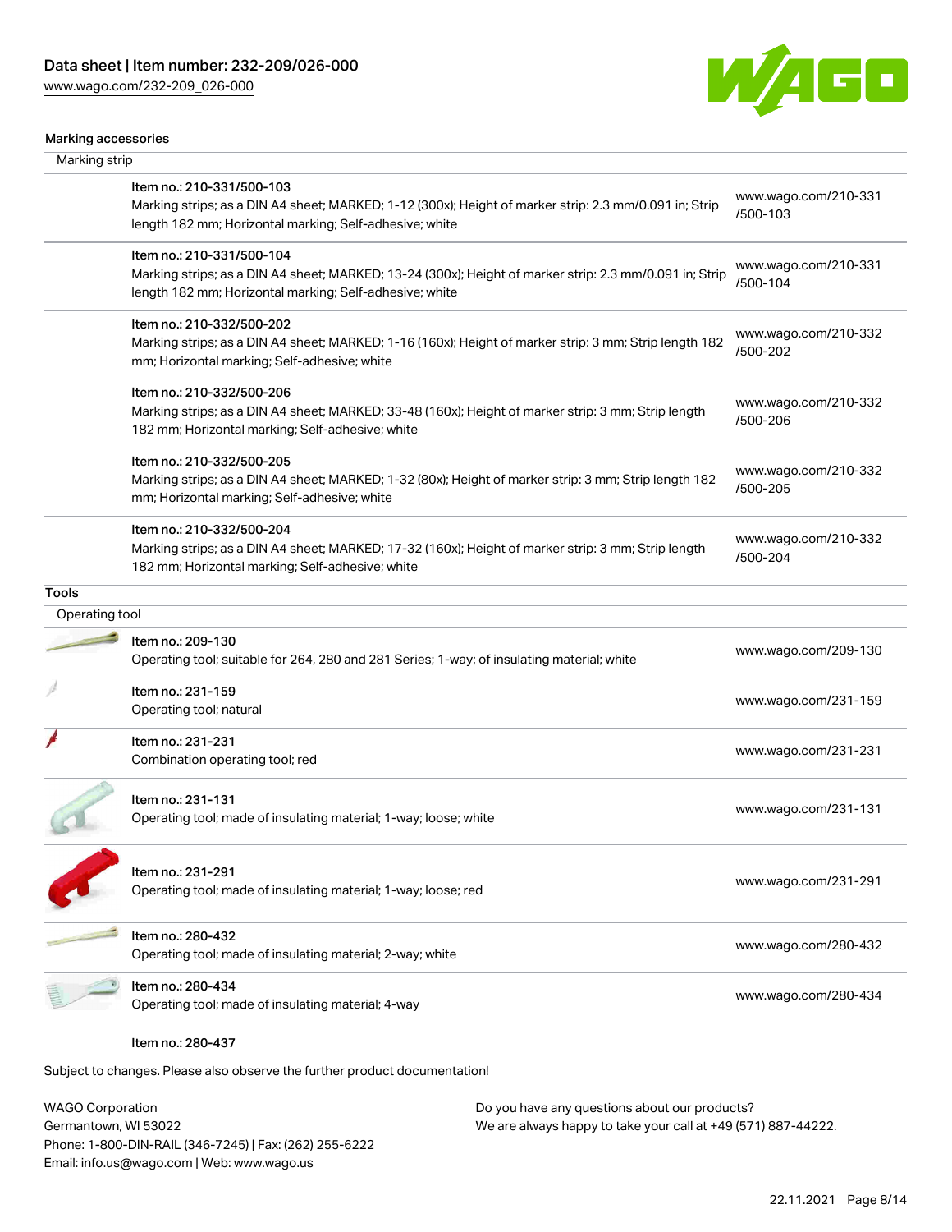Data sheet | Item number: 232-209/026-000
www.wago.com/232-209_026-000

## Marking accessories

### Marking strip

| Item | Link |
|---|---|
| Item no.: 210-331/500-103<br>Marking strips; as a DIN A4 sheet; MARKED; 1-12 (300x); Height of marker strip: 2.3 mm/0.091 in; Strip length 182 mm; Horizontal marking; Self-adhesive; white | www.wago.com/210-331/500-103 |
| Item no.: 210-331/500-104<br>Marking strips; as a DIN A4 sheet; MARKED; 13-24 (300x); Height of marker strip: 2.3 mm/0.091 in; Strip length 182 mm; Horizontal marking; Self-adhesive; white | www.wago.com/210-331/500-104 |
| Item no.: 210-332/500-202<br>Marking strips; as a DIN A4 sheet; MARKED; 1-16 (160x); Height of marker strip: 3 mm; Strip length 182 mm; Horizontal marking; Self-adhesive; white | www.wago.com/210-332/500-202 |
| Item no.: 210-332/500-206<br>Marking strips; as a DIN A4 sheet; MARKED; 33-48 (160x); Height of marker strip: 3 mm; Strip length 182 mm; Horizontal marking; Self-adhesive; white | www.wago.com/210-332/500-206 |
| Item no.: 210-332/500-205<br>Marking strips; as a DIN A4 sheet; MARKED; 1-32 (80x); Height of marker strip: 3 mm; Strip length 182 mm; Horizontal marking; Self-adhesive; white | www.wago.com/210-332/500-205 |
| Item no.: 210-332/500-204<br>Marking strips; as a DIN A4 sheet; MARKED; 17-32 (160x); Height of marker strip: 3 mm; Strip length 182 mm; Horizontal marking; Self-adhesive; white | www.wago.com/210-332/500-204 |

## Tools

### Operating tool

| Item | Link |
|---|---|
| Item no.: 209-130<br>Operating tool; suitable for 264, 280 and 281 Series; 1-way; of insulating material; white | www.wago.com/209-130 |
| Item no.: 231-159<br>Operating tool; natural | www.wago.com/231-159 |
| Item no.: 231-231<br>Combination operating tool; red | www.wago.com/231-231 |
| Item no.: 231-131<br>Operating tool; made of insulating material; 1-way; loose; white | www.wago.com/231-131 |
| Item no.: 231-291<br>Operating tool; made of insulating material; 1-way; loose; red | www.wago.com/231-291 |
| Item no.: 280-432<br>Operating tool; made of insulating material; 2-way; white | www.wago.com/280-432 |
| Item no.: 280-434<br>Operating tool; made of insulating material; 4-way | www.wago.com/280-434 |
| Item no.: 280-437 | |

Subject to changes. Please also observe the further product documentation!

WAGO Corporation
Germantown, WI 53022
Phone: 1-800-DIN-RAIL (346-7245) | Fax: (262) 255-6222
Email: info.us@wago.com | Web: www.wago.us

Do you have any questions about our products?
We are always happy to take your call at +49 (571) 887-44222.

22.11.2021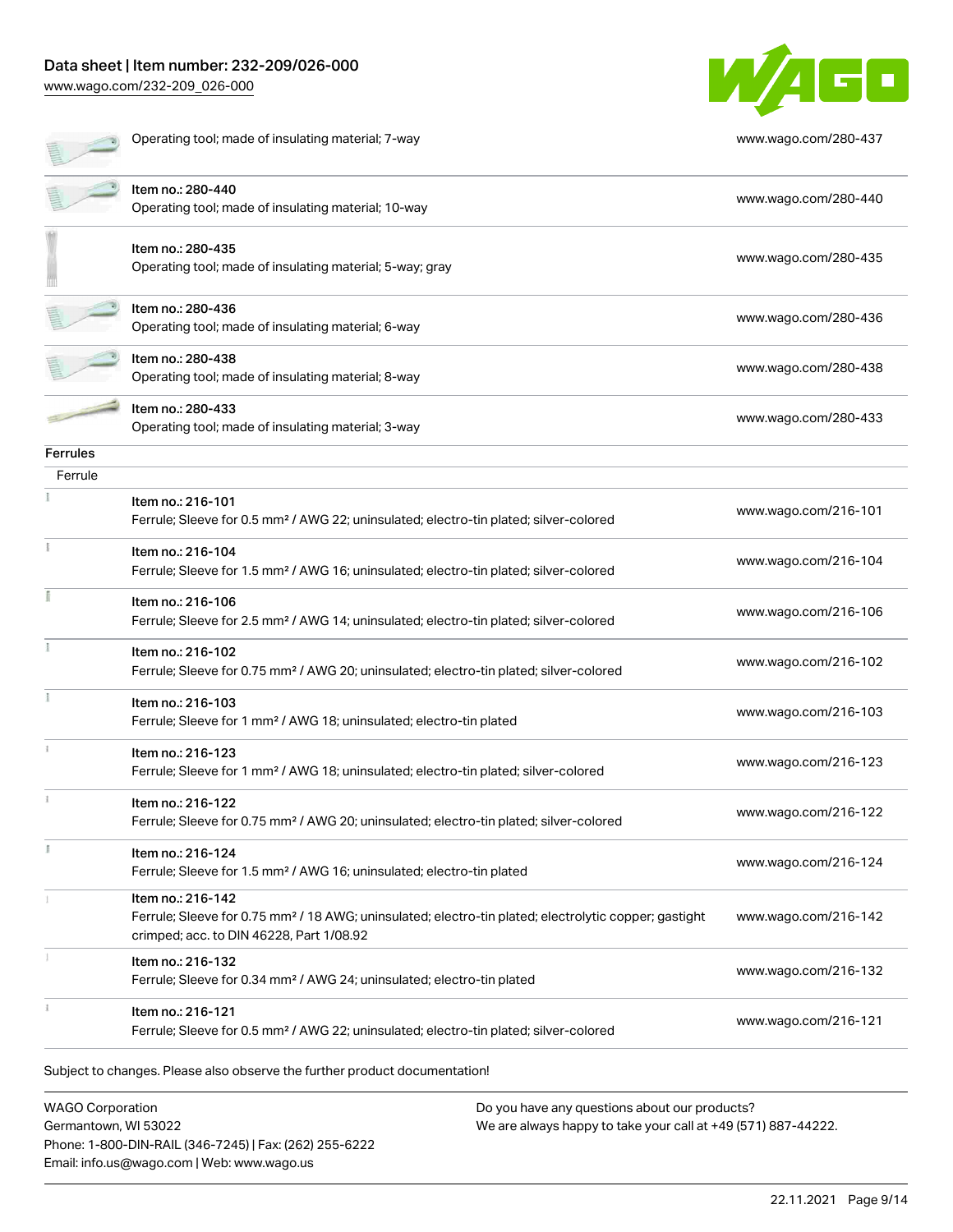| | |
|---|---|
| Operating tool; made of insulating material; 7-way | www.wago.com/280-437 |
| Item no.: 280-440<br>Operating tool; made of insulating material; 10-way | www.wago.com/280-440 |
| Item no.: 280-435<br>Operating tool; made of insulating material; 5-way; gray | www.wago.com/280-435 |
| Item no.: 280-436<br>Operating tool; made of insulating material; 6-way | www.wago.com/280-436 |
| Item no.: 280-438<br>Operating tool; made of insulating material; 8-way | www.wago.com/280-438 |
| Item no.: 280-433<br>Operating tool; made of insulating material; 3-way | www.wago.com/280-433 |

Ferrules

Ferrule

| | |
|---|---|
| Item no.: 216-101<br>Ferrule; Sleeve for 0.5 mm² / AWG 22; uninsulated; electro-tin plated; silver-colored | www.wago.com/216-101 |
| Item no.: 216-104<br>Ferrule; Sleeve for 1.5 mm² / AWG 16; uninsulated; electro-tin plated; silver-colored | www.wago.com/216-104 |
| Item no.: 216-106<br>Ferrule; Sleeve for 2.5 mm² / AWG 14; uninsulated; electro-tin plated; silver-colored | www.wago.com/216-106 |
| Item no.: 216-102<br>Ferrule; Sleeve for 0.75 mm² / AWG 20; uninsulated; electro-tin plated; silver-colored | www.wago.com/216-102 |
| Item no.: 216-103<br>Ferrule; Sleeve for 1 mm² / AWG 18; uninsulated; electro-tin plated | www.wago.com/216-103 |
| Item no.: 216-123<br>Ferrule; Sleeve for 1 mm² / AWG 18; uninsulated; electro-tin plated; silver-colored | www.wago.com/216-123 |
| Item no.: 216-122<br>Ferrule; Sleeve for 0.75 mm² / AWG 20; uninsulated; electro-tin plated; silver-colored | www.wago.com/216-122 |
| Item no.: 216-124<br>Ferrule; Sleeve for 1.5 mm² / AWG 16; uninsulated; electro-tin plated | www.wago.com/216-124 |
| Item no.: 216-142<br>Ferrule; Sleeve for 0.75 mm² / 18 AWG; uninsulated; electro-tin plated; electrolytic copper; gastight crimped; acc. to DIN 46228, Part 1/08.92 | www.wago.com/216-142 |
| Item no.: 216-132<br>Ferrule; Sleeve for 0.34 mm² / AWG 24; uninsulated; electro-tin plated | www.wago.com/216-132 |
| Item no.: 216-121<br>Ferrule; Sleeve for 0.5 mm² / AWG 22; uninsulated; electro-tin plated; silver-colored | www.wago.com/216-121 |

Subject to changes. Please also observe the further product documentation!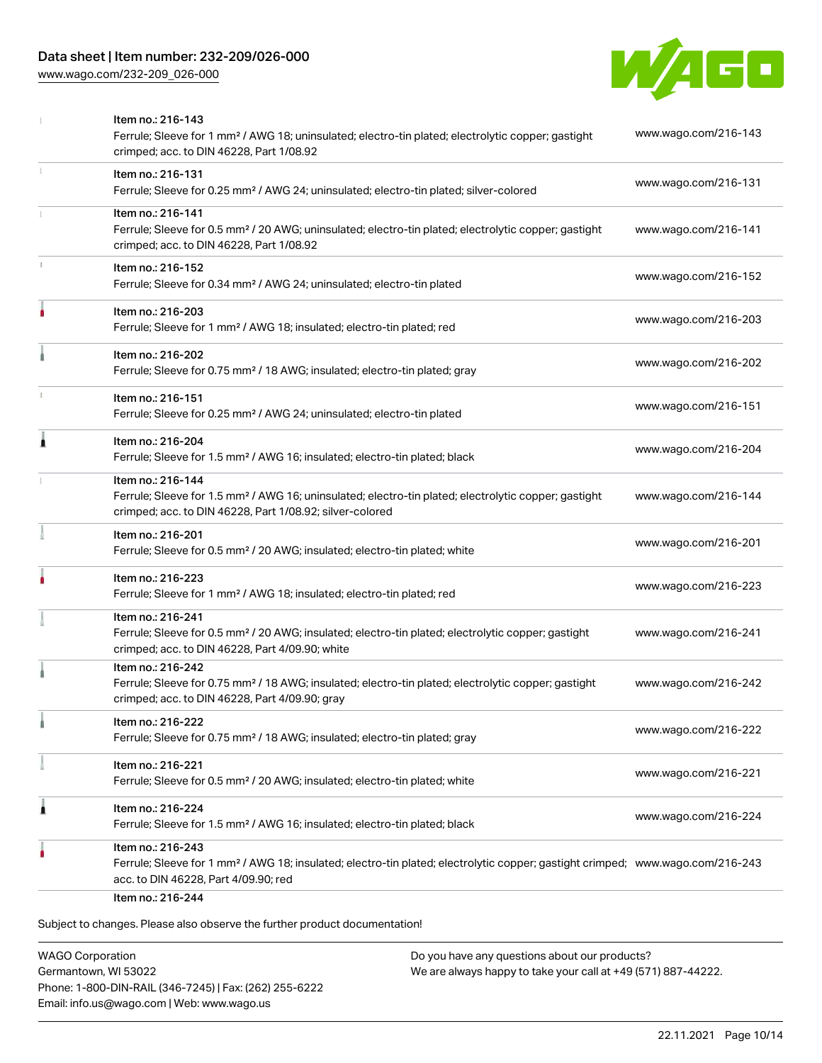| | Item | Link |
|---|---|---|
| | Item no.: 216-143<br>Ferrule; Sleeve for 1 mm² / AWG 18; uninsulated; electro-tin plated; electrolytic copper; gastight crimped; acc. to DIN 46228, Part 1/08.92 | www.wago.com/216-143 |
| | Item no.: 216-131<br>Ferrule; Sleeve for 0.25 mm² / AWG 24; uninsulated; electro-tin plated; silver-colored | www.wago.com/216-131 |
| | Item no.: 216-141<br>Ferrule; Sleeve for 0.5 mm² / 20 AWG; uninsulated; electro-tin plated; electrolytic copper; gastight crimped; acc. to DIN 46228, Part 1/08.92 | www.wago.com/216-141 |
| | Item no.: 216-152<br>Ferrule; Sleeve for 0.34 mm² / AWG 24; uninsulated; electro-tin plated | www.wago.com/216-152 |
| | Item no.: 216-203<br>Ferrule; Sleeve for 1 mm² / AWG 18; insulated; electro-tin plated; red | www.wago.com/216-203 |
| | Item no.: 216-202<br>Ferrule; Sleeve for 0.75 mm² / 18 AWG; insulated; electro-tin plated; gray | www.wago.com/216-202 |
| | Item no.: 216-151<br>Ferrule; Sleeve for 0.25 mm² / AWG 24; uninsulated; electro-tin plated | www.wago.com/216-151 |
| | Item no.: 216-204<br>Ferrule; Sleeve for 1.5 mm² / AWG 16; insulated; electro-tin plated; black | www.wago.com/216-204 |
| | Item no.: 216-144<br>Ferrule; Sleeve for 1.5 mm² / AWG 16; uninsulated; electro-tin plated; electrolytic copper; gastight crimped; acc. to DIN 46228, Part 1/08.92; silver-colored | www.wago.com/216-144 |
| | Item no.: 216-201<br>Ferrule; Sleeve for 0.5 mm² / 20 AWG; insulated; electro-tin plated; white | www.wago.com/216-201 |
| | Item no.: 216-223<br>Ferrule; Sleeve for 1 mm² / AWG 18; insulated; electro-tin plated; red | www.wago.com/216-223 |
| | Item no.: 216-241<br>Ferrule; Sleeve for 0.5 mm² / 20 AWG; insulated; electro-tin plated; electrolytic copper; gastight crimped; acc. to DIN 46228, Part 4/09.90; white | www.wago.com/216-241 |
| | Item no.: 216-242<br>Ferrule; Sleeve for 0.75 mm² / 18 AWG; insulated; electro-tin plated; electrolytic copper; gastight crimped; acc. to DIN 46228, Part 4/09.90; gray | www.wago.com/216-242 |
| | Item no.: 216-222<br>Ferrule; Sleeve for 0.75 mm² / 18 AWG; insulated; electro-tin plated; gray | www.wago.com/216-222 |
| | Item no.: 216-221<br>Ferrule; Sleeve for 0.5 mm² / 20 AWG; insulated; electro-tin plated; white | www.wago.com/216-221 |
| | Item no.: 216-224<br>Ferrule; Sleeve for 1.5 mm² / AWG 16; insulated; electro-tin plated; black | www.wago.com/216-224 |
| | Item no.: 216-243<br>Ferrule; Sleeve for 1 mm² / AWG 18; insulated; electro-tin plated; electrolytic copper; gastight crimped; acc. to DIN 46228, Part 4/09.90; red | www.wago.com/216-243 |
| | Item no.: 216-244 | |

Subject to changes. Please also observe the further product documentation!

WAGO Corporation
Germantown, WI 53022
Phone: 1-800-DIN-RAIL (346-7245) | Fax: (262) 255-6222
Email: info.us@wago.com | Web: www.wago.us

Do you have any questions about our products?
We are always happy to take your call at +49 (571) 887-44222.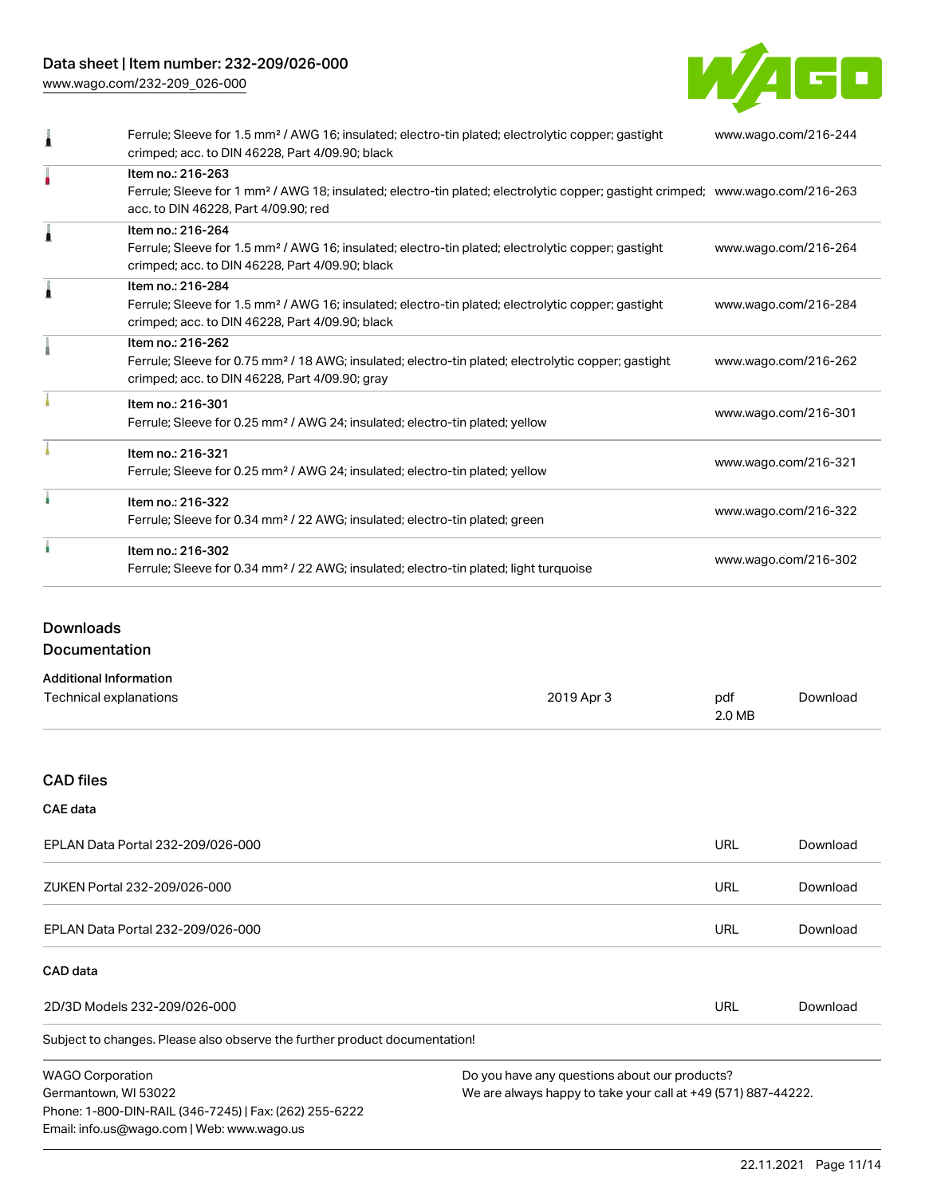| | | |
|---|---|---|
| | Ferrule; Sleeve for 1.5 mm² / AWG 16; insulated; electro-tin plated; electrolytic copper; gastight crimped; acc. to DIN 46228, Part 4/09.90; black | www.wago.com/216-244 |
| | Item no.: 216-263<br>Ferrule; Sleeve for 1 mm² / AWG 18; insulated; electro-tin plated; electrolytic copper; gastight crimped; acc. to DIN 46228, Part 4/09.90; red | www.wago.com/216-263 |
| | Item no.: 216-264<br>Ferrule; Sleeve for 1.5 mm² / AWG 16; insulated; electro-tin plated; electrolytic copper; gastight crimped; acc. to DIN 46228, Part 4/09.90; black | www.wago.com/216-264 |
| | Item no.: 216-284<br>Ferrule; Sleeve for 1.5 mm² / AWG 16; insulated; electro-tin plated; electrolytic copper; gastight crimped; acc. to DIN 46228, Part 4/09.90; black | www.wago.com/216-284 |
| | Item no.: 216-262<br>Ferrule; Sleeve for 0.75 mm² / 18 AWG; insulated; electro-tin plated; electrolytic copper; gastight crimped; acc. to DIN 46228, Part 4/09.90; gray | www.wago.com/216-262 |
| | Item no.: 216-301<br>Ferrule; Sleeve for 0.25 mm² / AWG 24; insulated; electro-tin plated; yellow | www.wago.com/216-301 |
| | Item no.: 216-321<br>Ferrule; Sleeve for 0.25 mm² / AWG 24; insulated; electro-tin plated; yellow | www.wago.com/216-321 |
| | Item no.: 216-322<br>Ferrule; Sleeve for 0.34 mm² / 22 AWG; insulated; electro-tin plated; green | www.wago.com/216-322 |
| | Item no.: 216-302<br>Ferrule; Sleeve for 0.34 mm² / 22 AWG; insulated; electro-tin plated; light turquoise | www.wago.com/216-302 |

## Downloads

### Documentation

**Additional Information**

| | | | |
|---|---|---|---|
| Technical explanations | 2019 Apr 3 | pdf<br>2.0 MB | Download |

## CAD files

### CAE data

| | | |
|---|---|---|
| EPLAN Data Portal 232-209/026-000 | URL | Download |
| ZUKEN Portal 232-209/026-000 | URL | Download |
| EPLAN Data Portal 232-209/026-000 | URL | Download |

### CAD data

| | | |
|---|---|---|
| 2D/3D Models 232-209/026-000 | URL | Download |

Subject to changes. Please also observe the further product documentation!

WAGO Corporation
Germantown, WI 53022
Phone: 1-800-DIN-RAIL (346-7245) | Fax: (262) 255-6222
Email: info.us@wago.com | Web: www.wago.us

Do you have any questions about our products?
We are always happy to take your call at +49 (571) 887-44222.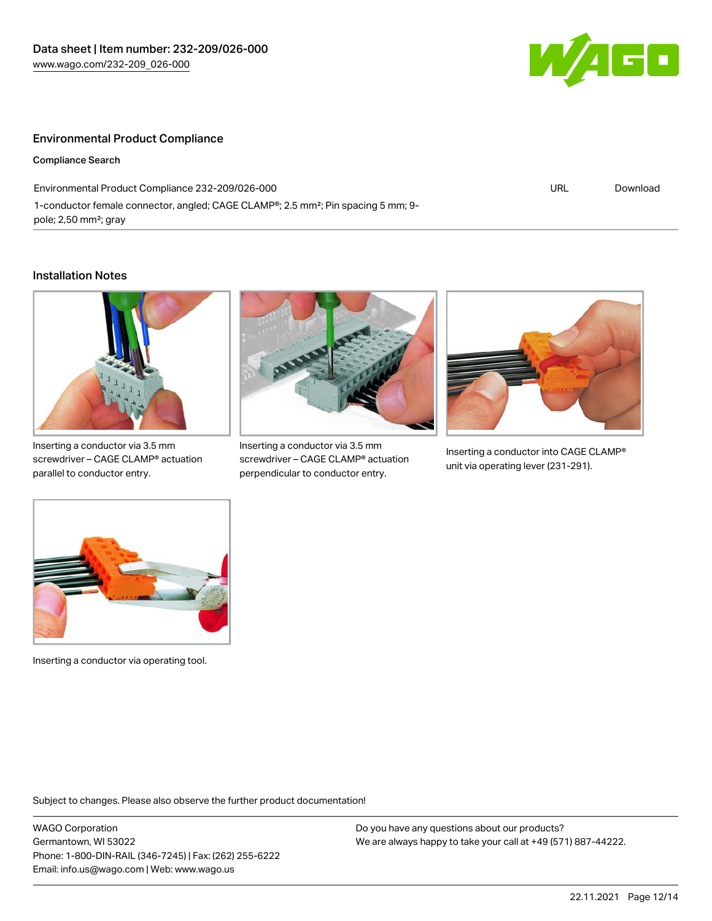## Environmental Product Compliance

### Compliance Search

| Environmental Product Compliance 232-209/026-000 | URL | Download |
| --- | --- | --- |
| 1-conductor female connector, angled; CAGE CLAMP®; 2.5 mm²; Pin spacing 5 mm; 9-pole; 2,50 mm²; gray | | |

## Installation Notes

Inserting a conductor via 3.5 mm screwdriver – CAGE CLAMP® actuation parallel to conductor entry.

Inserting a conductor via 3.5 mm screwdriver – CAGE CLAMP® actuation perpendicular to conductor entry.

Inserting a conductor into CAGE CLAMP® unit via operating lever (231-291).

Inserting a conductor via operating tool.

Subject to changes. Please also observe the further product documentation!

WAGO Corporation
Germantown, WI 53022
Phone: 1-800-DIN-RAIL (346-7245) | Fax: (262) 255-6222
Email: info.us@wago.com | Web: www.wago.us

Do you have any questions about our products?
We are always happy to take your call at +49 (571) 887-44222.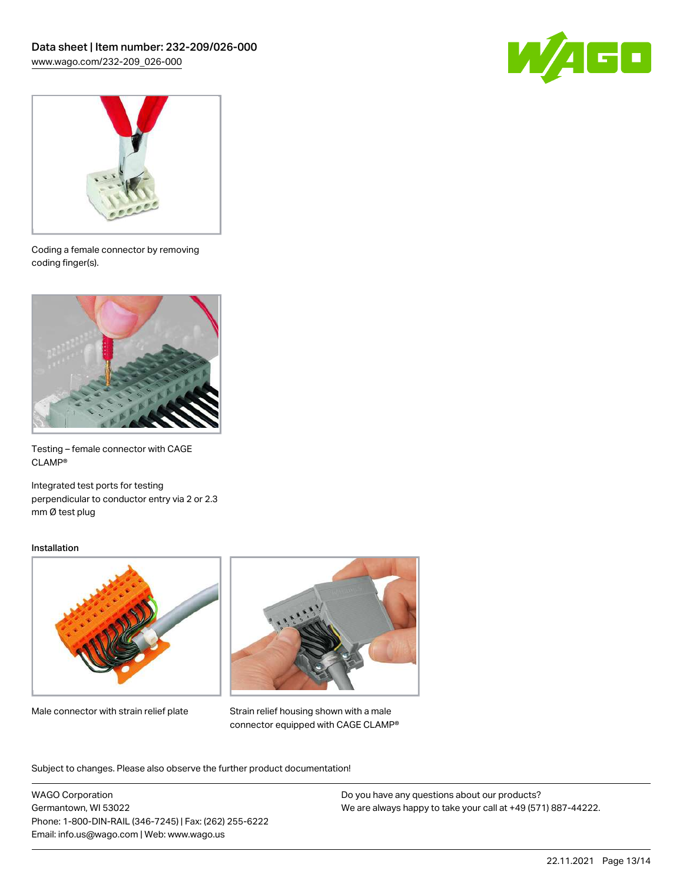Coding a female connector by removing coding finger(s).

Testing – female connector with CAGE CLAMP®

Integrated test ports for testing perpendicular to conductor entry via 2 or 2.3 mm Ø test plug

## Installation

Male connector with strain relief plate

Strain relief housing shown with a male connector equipped with CAGE CLAMP®

Subject to changes. Please also observe the further product documentation!

WAGO Corporation
Germantown, WI 53022
Phone: 1-800-DIN-RAIL (346-7245) | Fax: (262) 255-6222
Email: info.us@wago.com | Web: www.wago.us

Do you have any questions about our products?
We are always happy to take your call at +49 (571) 887-44222.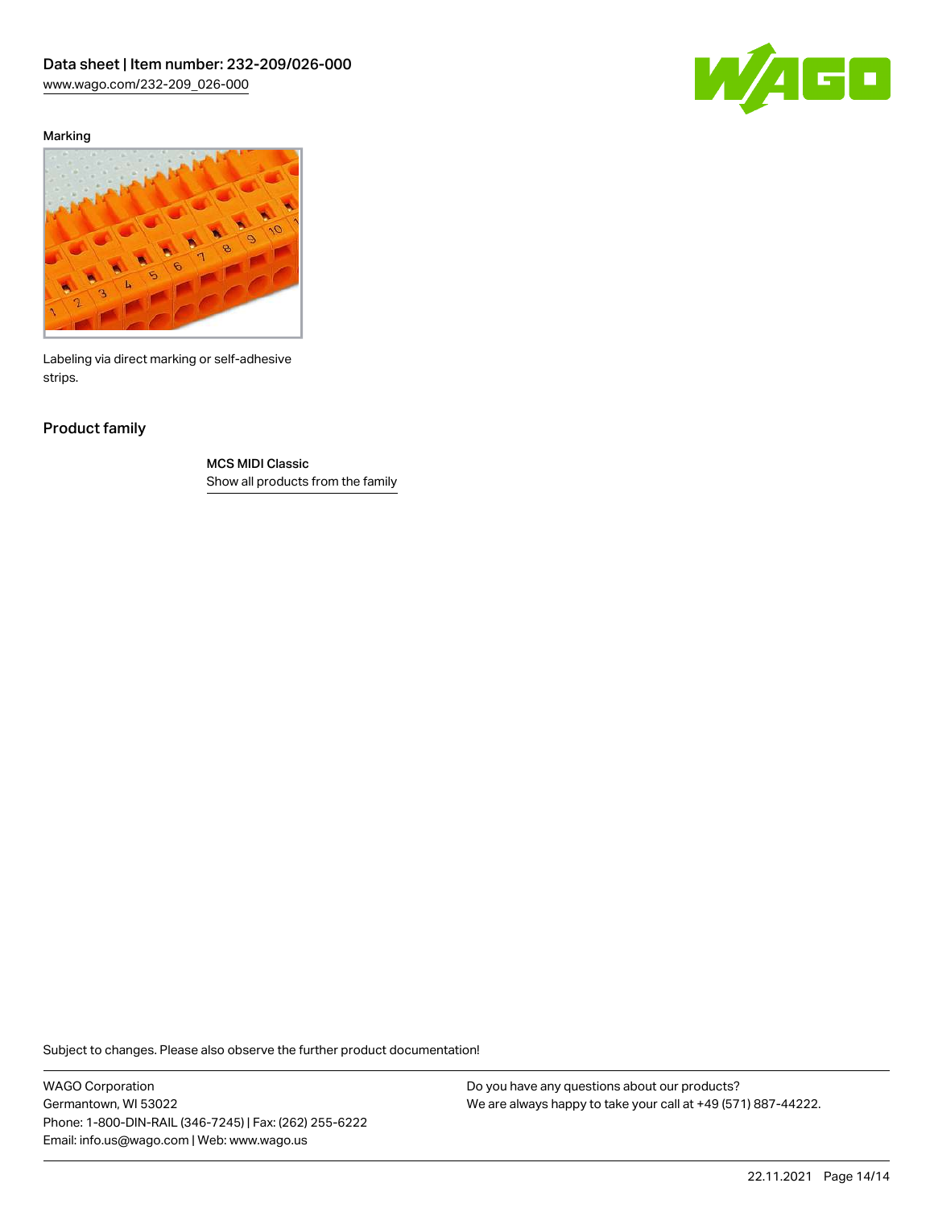Marking

Labeling via direct marking or self-adhesive strips.

## Product family

MCS MIDI Classic
Show all products from the family

Subject to changes. Please also observe the further product documentation!

WAGO Corporation
Germantown, WI 53022
Phone: 1-800-DIN-RAIL (346-7245) | Fax: (262) 255-6222
Email: info.us@wago.com | Web: www.wago.us

Do you have any questions about our products?
We are always happy to take your call at +49 (571) 887-44222.